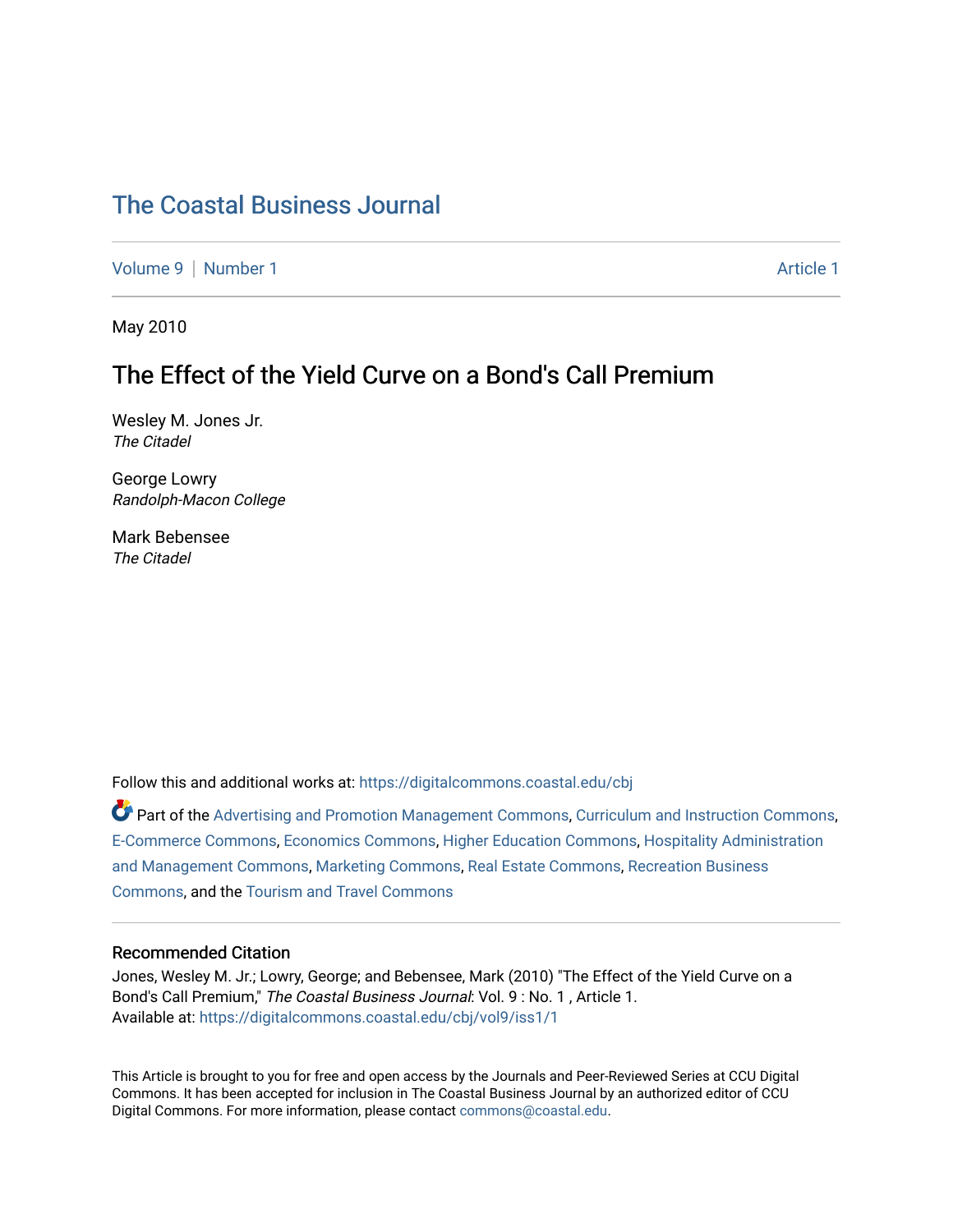# The Coastal Business Journal

Volume 9 | Number 1 Article 1

May 2010

## The Effect of the Yield Curve on a Bond's Call Premium

Wesley M. Jones Jr.
*The Citadel*

George Lowry
*Randolph-Macon College*

Mark Bebensee
*The Citadel*

Follow this and additional works at: https://digitalcommons.coastal.edu/cbj

Part of the Advertising and Promotion Management Commons, Curriculum and Instruction Commons, E-Commerce Commons, Economics Commons, Higher Education Commons, Hospitality Administration and Management Commons, Marketing Commons, Real Estate Commons, Recreation Business Commons, and the Tourism and Travel Commons

### Recommended Citation

Jones, Wesley M. Jr.; Lowry, George; and Bebensee, Mark (2010) "The Effect of the Yield Curve on a Bond's Call Premium," *The Coastal Business Journal*: Vol. 9 : No. 1 , Article 1.
Available at: https://digitalcommons.coastal.edu/cbj/vol9/iss1/1

This Article is brought to you for free and open access by the Journals and Peer-Reviewed Series at CCU Digital Commons. It has been accepted for inclusion in The Coastal Business Journal by an authorized editor of CCU Digital Commons. For more information, please contact commons@coastal.edu.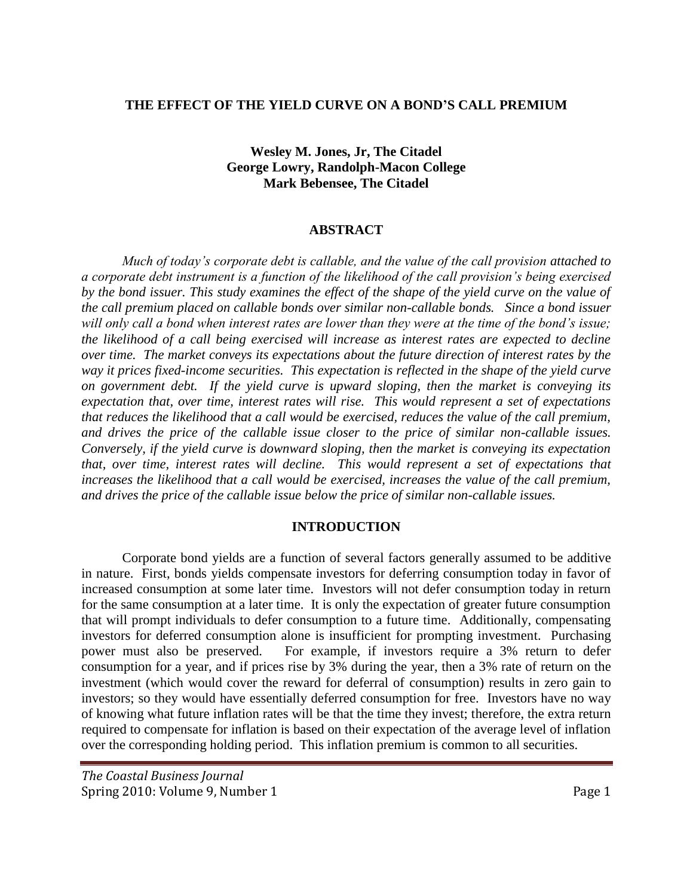# THE EFFECT OF THE YIELD CURVE ON A BOND'S CALL PREMIUM

**Wesley M. Jones, Jr, The Citadel**
**George Lowry, Randolph-Macon College**
**Mark Bebensee, The Citadel**

## ABSTRACT

*Much of today's corporate debt is callable, and the value of the call provision attached to a corporate debt instrument is a function of the likelihood of the call provision's being exercised by the bond issuer. This study examines the effect of the shape of the yield curve on the value of the call premium placed on callable bonds over similar non-callable bonds. Since a bond issuer will only call a bond when interest rates are lower than they were at the time of the bond's issue; the likelihood of a call being exercised will increase as interest rates are expected to decline over time. The market conveys its expectations about the future direction of interest rates by the way it prices fixed-income securities. This expectation is reflected in the shape of the yield curve on government debt. If the yield curve is upward sloping, then the market is conveying its expectation that, over time, interest rates will rise. This would represent a set of expectations that reduces the likelihood that a call would be exercised, reduces the value of the call premium, and drives the price of the callable issue closer to the price of similar non-callable issues. Conversely, if the yield curve is downward sloping, then the market is conveying its expectation that, over time, interest rates will decline. This would represent a set of expectations that increases the likelihood that a call would be exercised, increases the value of the call premium, and drives the price of the callable issue below the price of similar non-callable issues.*

## INTRODUCTION

Corporate bond yields are a function of several factors generally assumed to be additive in nature. First, bonds yields compensate investors for deferring consumption today in favor of increased consumption at some later time. Investors will not defer consumption today in return for the same consumption at a later time. It is only the expectation of greater future consumption that will prompt individuals to defer consumption to a future time. Additionally, compensating investors for deferred consumption alone is insufficient for prompting investment. Purchasing power must also be preserved. For example, if investors require a 3% return to defer consumption for a year, and if prices rise by 3% during the year, then a 3% rate of return on the investment (which would cover the reward for deferral of consumption) results in zero gain to investors; so they would have essentially deferred consumption for free. Investors have no way of knowing what future inflation rates will be that the time they invest; therefore, the extra return required to compensate for inflation is based on their expectation of the average level of inflation over the corresponding holding period. This inflation premium is common to all securities.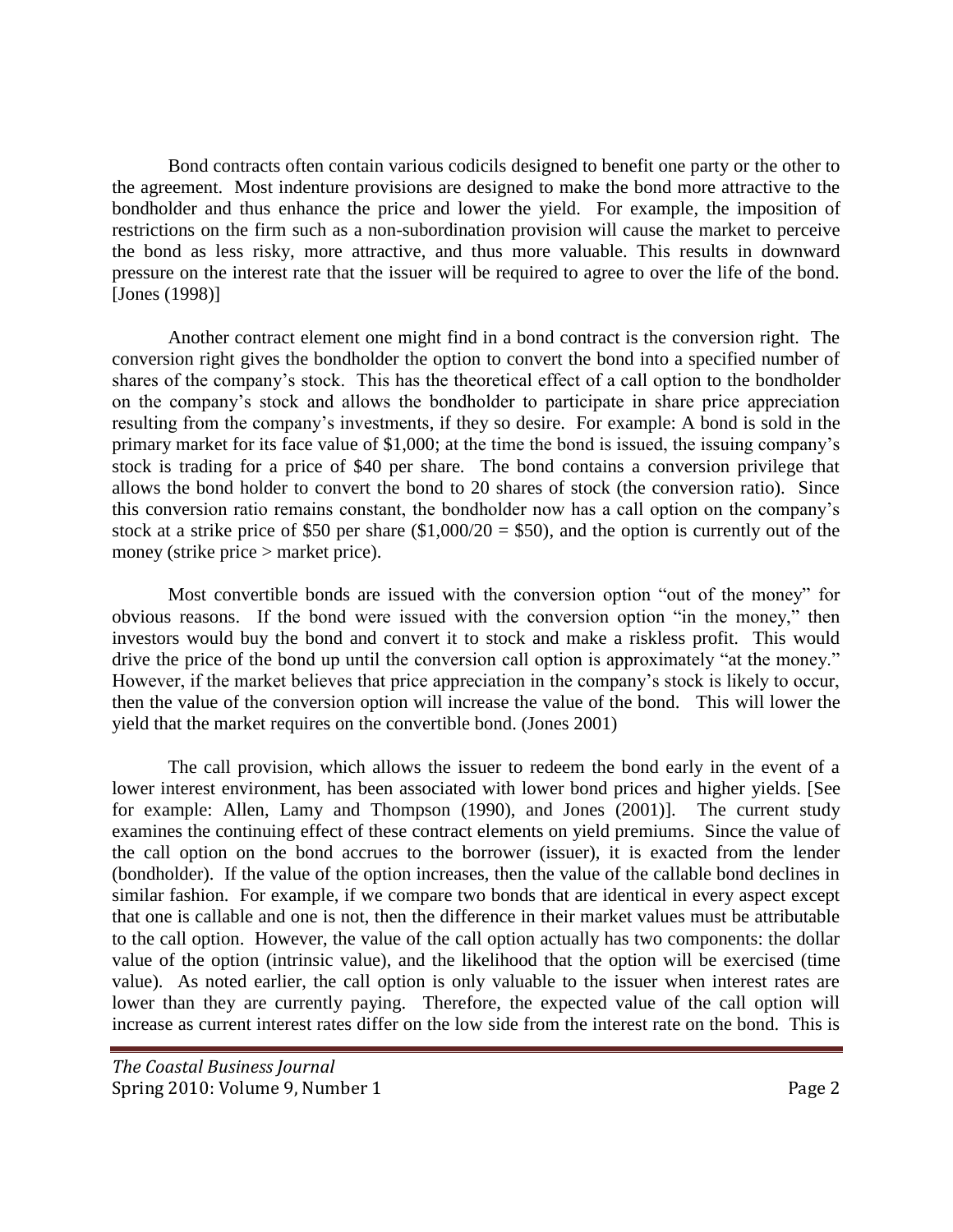Bond contracts often contain various codicils designed to benefit one party or the other to the agreement. Most indenture provisions are designed to make the bond more attractive to the bondholder and thus enhance the price and lower the yield. For example, the imposition of restrictions on the firm such as a non-subordination provision will cause the market to perceive the bond as less risky, more attractive, and thus more valuable. This results in downward pressure on the interest rate that the issuer will be required to agree to over the life of the bond. [Jones (1998)]

Another contract element one might find in a bond contract is the conversion right. The conversion right gives the bondholder the option to convert the bond into a specified number of shares of the company's stock. This has the theoretical effect of a call option to the bondholder on the company's stock and allows the bondholder to participate in share price appreciation resulting from the company's investments, if they so desire. For example: A bond is sold in the primary market for its face value of $1,000; at the time the bond is issued, the issuing company's stock is trading for a price of $40 per share. The bond contains a conversion privilege that allows the bond holder to convert the bond to 20 shares of stock (the conversion ratio). Since this conversion ratio remains constant, the bondholder now has a call option on the company's stock at a strike price of $50 per share ($1,000/20 = $50), and the option is currently out of the money (strike price > market price).

Most convertible bonds are issued with the conversion option "out of the money" for obvious reasons. If the bond were issued with the conversion option "in the money," then investors would buy the bond and convert it to stock and make a riskless profit. This would drive the price of the bond up until the conversion call option is approximately "at the money." However, if the market believes that price appreciation in the company's stock is likely to occur, then the value of the conversion option will increase the value of the bond. This will lower the yield that the market requires on the convertible bond. (Jones 2001)

The call provision, which allows the issuer to redeem the bond early in the event of a lower interest environment, has been associated with lower bond prices and higher yields. [See for example: Allen, Lamy and Thompson (1990), and Jones (2001)]. The current study examines the continuing effect of these contract elements on yield premiums. Since the value of the call option on the bond accrues to the borrower (issuer), it is exacted from the lender (bondholder). If the value of the option increases, then the value of the callable bond declines in similar fashion. For example, if we compare two bonds that are identical in every aspect except that one is callable and one is not, then the difference in their market values must be attributable to the call option. However, the value of the call option actually has two components: the dollar value of the option (intrinsic value), and the likelihood that the option will be exercised (time value). As noted earlier, the call option is only valuable to the issuer when interest rates are lower than they are currently paying. Therefore, the expected value of the call option will increase as current interest rates differ on the low side from the interest rate on the bond. This is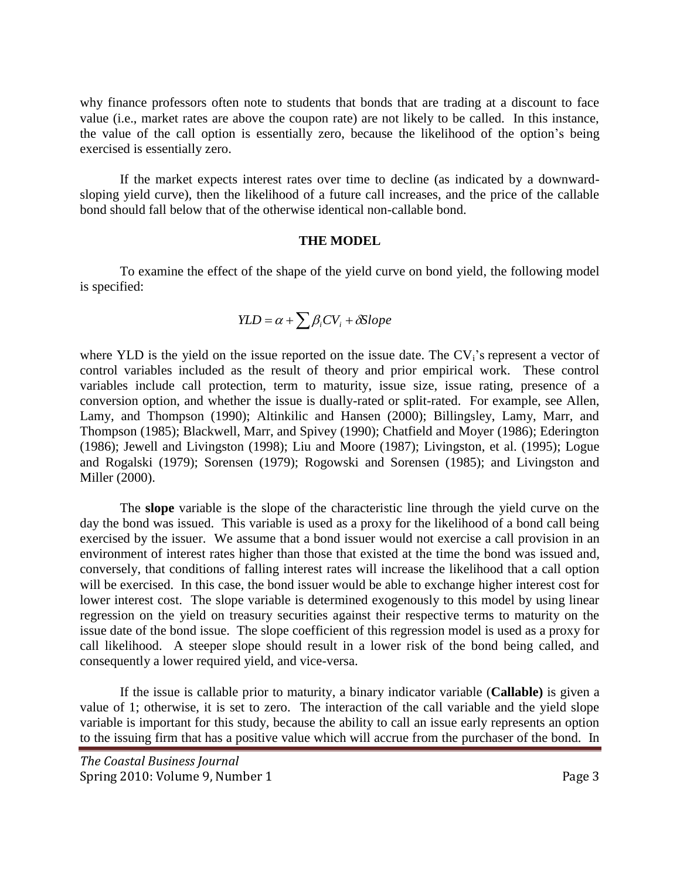why finance professors often note to students that bonds that are trading at a discount to face value (i.e., market rates are above the coupon rate) are not likely to be called. In this instance, the value of the call option is essentially zero, because the likelihood of the option's being exercised is essentially zero.

If the market expects interest rates over time to decline (as indicated by a downward-sloping yield curve), then the likelihood of a future call increases, and the price of the callable bond should fall below that of the otherwise identical non-callable bond.

## THE MODEL

To examine the effect of the shape of the yield curve on bond yield, the following model is specified:

$$YLD = \alpha + \sum \beta_i CV_i + \delta Slope$$

where YLD is the yield on the issue reported on the issue date. The $CV_i$'s represent a vector of control variables included as the result of theory and prior empirical work. These control variables include call protection, term to maturity, issue size, issue rating, presence of a conversion option, and whether the issue is dually-rated or split-rated. For example, see Allen, Lamy, and Thompson (1990); Altinkilic and Hansen (2000); Billingsley, Lamy, Marr, and Thompson (1985); Blackwell, Marr, and Spivey (1990); Chatfield and Moyer (1986); Ederington (1986); Jewell and Livingston (1998); Liu and Moore (1987); Livingston, et al. (1995); Logue and Rogalski (1979); Sorensen (1979); Rogowski and Sorensen (1985); and Livingston and Miller (2000).

The **slope** variable is the slope of the characteristic line through the yield curve on the day the bond was issued. This variable is used as a proxy for the likelihood of a bond call being exercised by the issuer. We assume that a bond issuer would not exercise a call provision in an environment of interest rates higher than those that existed at the time the bond was issued and, conversely, that conditions of falling interest rates will increase the likelihood that a call option will be exercised. In this case, the bond issuer would be able to exchange higher interest cost for lower interest cost. The slope variable is determined exogenously to this model by using linear regression on the yield on treasury securities against their respective terms to maturity on the issue date of the bond issue. The slope coefficient of this regression model is used as a proxy for call likelihood. A steeper slope should result in a lower risk of the bond being called, and consequently a lower required yield, and vice-versa.

If the issue is callable prior to maturity, a binary indicator variable (**Callable)** is given a value of 1; otherwise, it is set to zero. The interaction of the call variable and the yield slope variable is important for this study, because the ability to call an issue early represents an option to the issuing firm that has a positive value which will accrue from the purchaser of the bond. In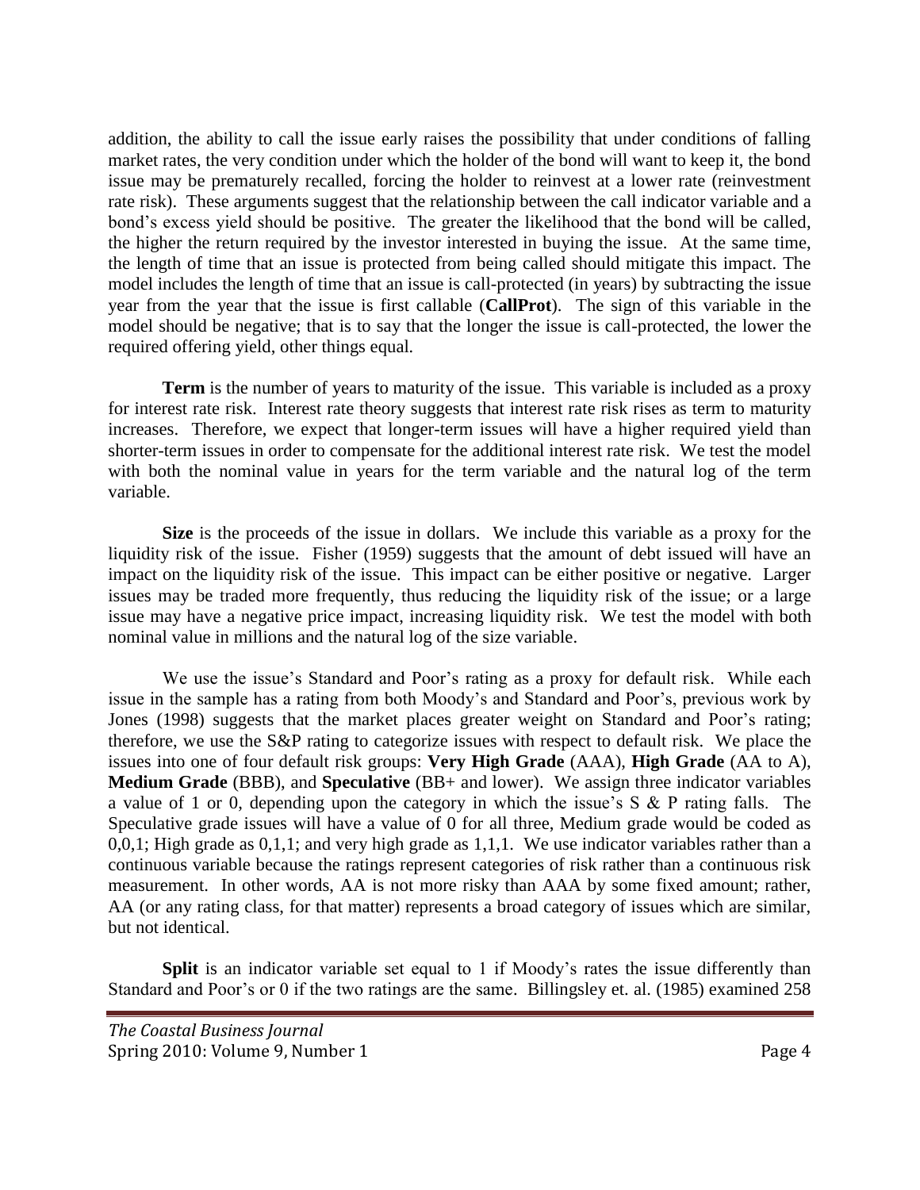addition, the ability to call the issue early raises the possibility that under conditions of falling market rates, the very condition under which the holder of the bond will want to keep it, the bond issue may be prematurely recalled, forcing the holder to reinvest at a lower rate (reinvestment rate risk). These arguments suggest that the relationship between the call indicator variable and a bond's excess yield should be positive. The greater the likelihood that the bond will be called, the higher the return required by the investor interested in buying the issue. At the same time, the length of time that an issue is protected from being called should mitigate this impact. The model includes the length of time that an issue is call-protected (in years) by subtracting the issue year from the year that the issue is first callable (**CallProt**). The sign of this variable in the model should be negative; that is to say that the longer the issue is call-protected, the lower the required offering yield, other things equal.

**Term** is the number of years to maturity of the issue. This variable is included as a proxy for interest rate risk. Interest rate theory suggests that interest rate risk rises as term to maturity increases. Therefore, we expect that longer-term issues will have a higher required yield than shorter-term issues in order to compensate for the additional interest rate risk. We test the model with both the nominal value in years for the term variable and the natural log of the term variable.

**Size** is the proceeds of the issue in dollars. We include this variable as a proxy for the liquidity risk of the issue. Fisher (1959) suggests that the amount of debt issued will have an impact on the liquidity risk of the issue. This impact can be either positive or negative. Larger issues may be traded more frequently, thus reducing the liquidity risk of the issue; or a large issue may have a negative price impact, increasing liquidity risk. We test the model with both nominal value in millions and the natural log of the size variable.

We use the issue's Standard and Poor's rating as a proxy for default risk. While each issue in the sample has a rating from both Moody's and Standard and Poor's, previous work by Jones (1998) suggests that the market places greater weight on Standard and Poor's rating; therefore, we use the S&P rating to categorize issues with respect to default risk. We place the issues into one of four default risk groups: **Very High Grade** (AAA), **High Grade** (AA to A), **Medium Grade** (BBB), and **Speculative** (BB+ and lower). We assign three indicator variables a value of 1 or 0, depending upon the category in which the issue's S & P rating falls. The Speculative grade issues will have a value of 0 for all three, Medium grade would be coded as 0,0,1; High grade as 0,1,1; and very high grade as 1,1,1. We use indicator variables rather than a continuous variable because the ratings represent categories of risk rather than a continuous risk measurement. In other words, AA is not more risky than AAA by some fixed amount; rather, AA (or any rating class, for that matter) represents a broad category of issues which are similar, but not identical.

**Split** is an indicator variable set equal to 1 if Moody's rates the issue differently than Standard and Poor's or 0 if the two ratings are the same. Billingsley et. al. (1985) examined 258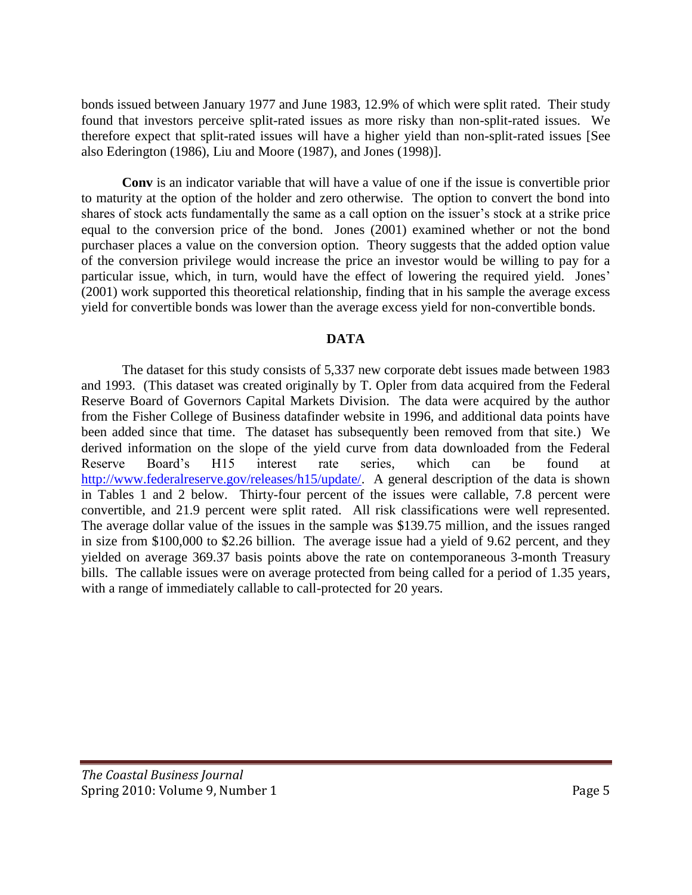bonds issued between January 1977 and June 1983, 12.9% of which were split rated. Their study found that investors perceive split-rated issues as more risky than non-split-rated issues. We therefore expect that split-rated issues will have a higher yield than non-split-rated issues [See also Ederington (1986), Liu and Moore (1987), and Jones (1998)].

**Conv** is an indicator variable that will have a value of one if the issue is convertible prior to maturity at the option of the holder and zero otherwise. The option to convert the bond into shares of stock acts fundamentally the same as a call option on the issuer's stock at a strike price equal to the conversion price of the bond. Jones (2001) examined whether or not the bond purchaser places a value on the conversion option. Theory suggests that the added option value of the conversion privilege would increase the price an investor would be willing to pay for a particular issue, which, in turn, would have the effect of lowering the required yield. Jones' (2001) work supported this theoretical relationship, finding that in his sample the average excess yield for convertible bonds was lower than the average excess yield for non-convertible bonds.

## DATA

The dataset for this study consists of 5,337 new corporate debt issues made between 1983 and 1993. (This dataset was created originally by T. Opler from data acquired from the Federal Reserve Board of Governors Capital Markets Division. The data were acquired by the author from the Fisher College of Business datafinder website in 1996, and additional data points have been added since that time. The dataset has subsequently been removed from that site.) We derived information on the slope of the yield curve from data downloaded from the Federal Reserve Board's H15 interest rate series, which can be found at http://www.federalreserve.gov/releases/h15/update/. A general description of the data is shown in Tables 1 and 2 below. Thirty-four percent of the issues were callable, 7.8 percent were convertible, and 21.9 percent were split rated. All risk classifications were well represented. The average dollar value of the issues in the sample was $139.75 million, and the issues ranged in size from $100,000 to $2.26 billion. The average issue had a yield of 9.62 percent, and they yielded on average 369.37 basis points above the rate on contemporaneous 3-month Treasury bills. The callable issues were on average protected from being called for a period of 1.35 years, with a range of immediately callable to call-protected for 20 years.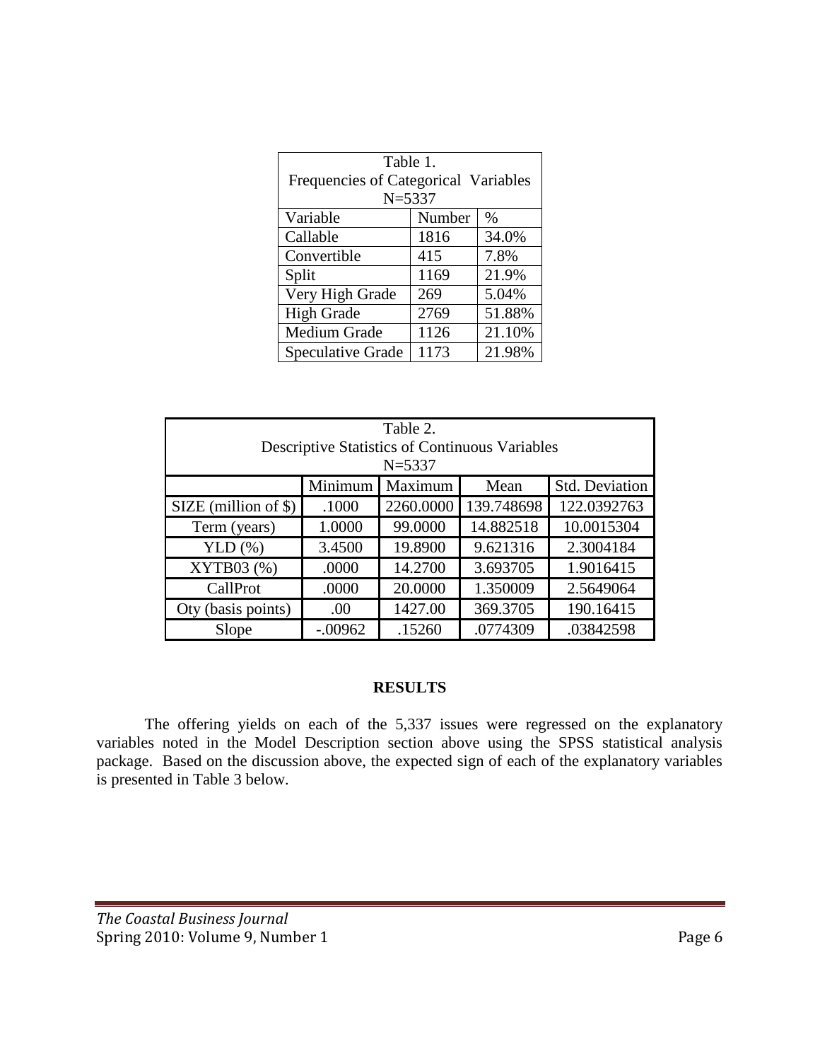| Table 1. Frequencies of Categorical Variables N=5337 | | |
|---|---|---|
| Variable | Number | % |
| Callable | 1816 | 34.0% |
| Convertible | 415 | 7.8% |
| Split | 1169 | 21.9% |
| Very High Grade | 269 | 5.04% |
| High Grade | 2769 | 51.88% |
| Medium Grade | 1126 | 21.10% |
| Speculative Grade | 1173 | 21.98% |

| Table 2. Descriptive Statistics of Continuous Variables N=5337 | | | | |
|---|---|---|---|---|
| | Minimum | Maximum | Mean | Std. Deviation |
| SIZE (million of $) | .1000 | 2260.0000 | 139.748698 | 122.0392763 |
| Term (years) | 1.0000 | 99.0000 | 14.882518 | 10.0015304 |
| YLD (%) | 3.4500 | 19.8900 | 9.621316 | 2.3004184 |
| XYTB03 (%) | .0000 | 14.2700 | 3.693705 | 1.9016415 |
| CallProt | .0000 | 20.0000 | 1.350009 | 2.5649064 |
| Oty (basis points) | .00 | 1427.00 | 369.3705 | 190.16415 |
| Slope | -.00962 | .15260 | .0774309 | .03842598 |

## RESULTS

The offering yields on each of the 5,337 issues were regressed on the explanatory variables noted in the Model Description section above using the SPSS statistical analysis package. Based on the discussion above, the expected sign of each of the explanatory variables is presented in Table 3 below.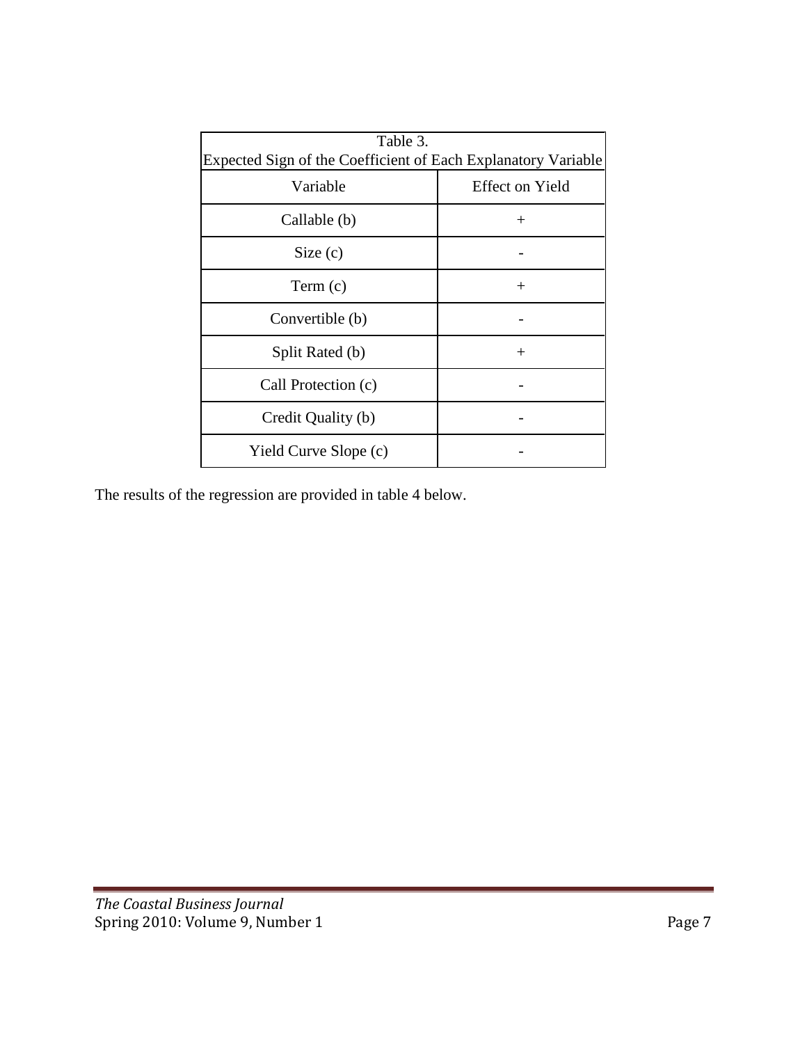Table 3.
Expected Sign of the Coefficient of Each Explanatory Variable

| Variable | Effect on Yield |
| --- | --- |
| Callable (b) | + |
| Size (c) | - |
| Term (c) | + |
| Convertible (b) | - |
| Split Rated (b) | + |
| Call Protection (c) | - |
| Credit Quality (b) | - |
| Yield Curve Slope (c) | - |

The results of the regression are provided in table 4 below.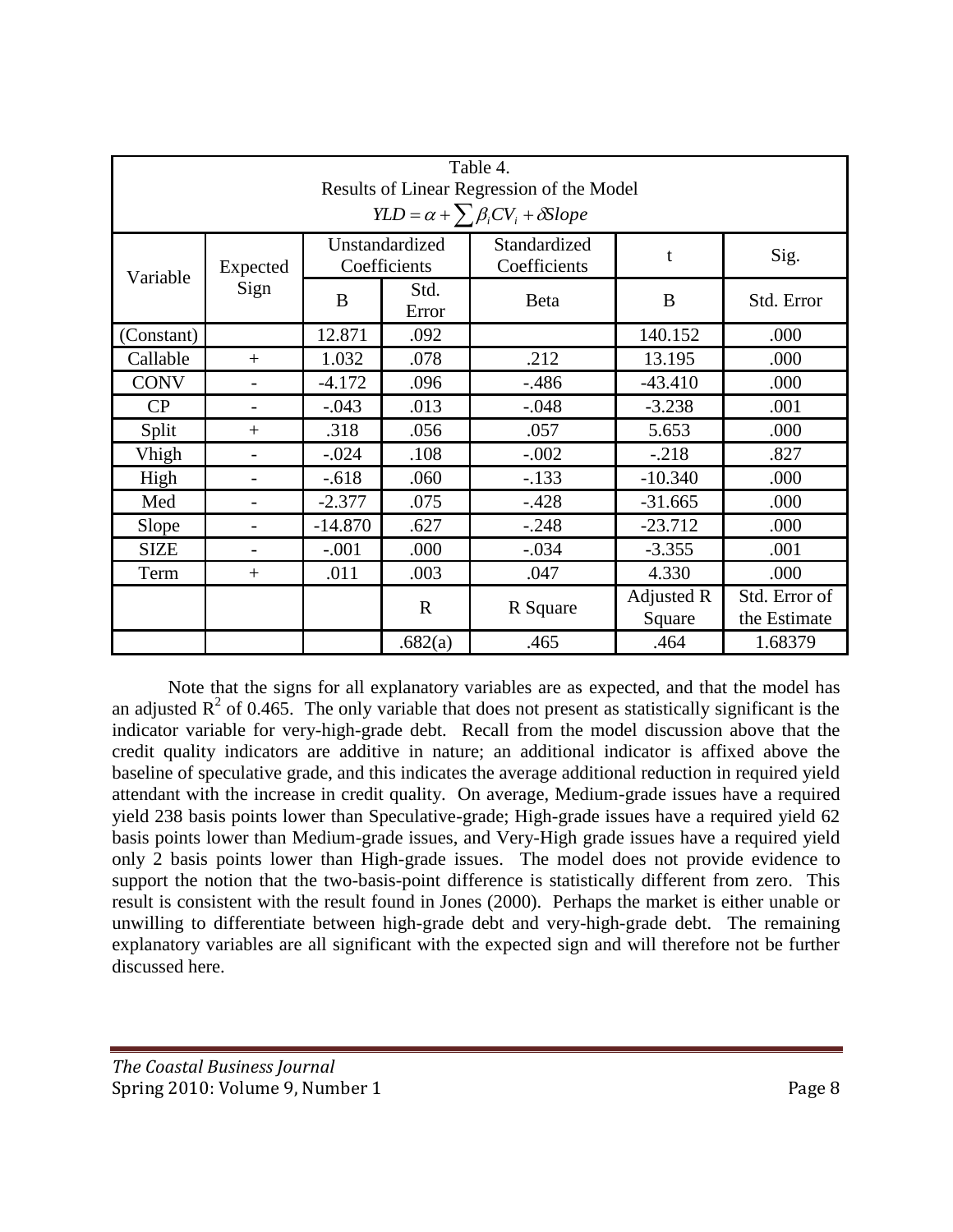Table 4.
Results of Linear Regression of the Model
$$YLD = \alpha + \sum \beta_i CV_i + \delta Slope$$

| Variable | Expected Sign | Unstandardized Coefficients | | Standardized Coefficients | t | Sig. |
|---|---|---|---|---|---|---|
| | | B | Std. Error | Beta | B | Std. Error |
| (Constant) | | 12.871 | .092 | | 140.152 | .000 |
| Callable | + | 1.032 | .078 | .212 | 13.195 | .000 |
| CONV | - | -4.172 | .096 | -.486 | -43.410 | .000 |
| CP | - | -.043 | .013 | -.048 | -3.238 | .001 |
| Split | + | .318 | .056 | .057 | 5.653 | .000 |
| Vhigh | - | -.024 | .108 | -.002 | -.218 | .827 |
| High | - | -.618 | .060 | -.133 | -10.340 | .000 |
| Med | - | -2.377 | .075 | -.428 | -31.665 | .000 |
| Slope | - | -14.870 | .627 | -.248 | -23.712 | .000 |
| SIZE | - | -.001 | .000 | -.034 | -3.355 | .001 |
| Term | + | .011 | .003 | .047 | 4.330 | .000 |
| | | | R | R Square | Adjusted R Square | Std. Error of the Estimate |
| | | | .682(a) | .465 | .464 | 1.68379 |

Note that the signs for all explanatory variables are as expected, and that the model has an adjusted $R^2$ of 0.465. The only variable that does not present as statistically significant is the indicator variable for very-high-grade debt. Recall from the model discussion above that the credit quality indicators are additive in nature; an additional indicator is affixed above the baseline of speculative grade, and this indicates the average additional reduction in required yield attendant with the increase in credit quality. On average, Medium-grade issues have a required yield 238 basis points lower than Speculative-grade; High-grade issues have a required yield 62 basis points lower than Medium-grade issues, and Very-High grade issues have a required yield only 2 basis points lower than High-grade issues. The model does not provide evidence to support the notion that the two-basis-point difference is statistically different from zero. This result is consistent with the result found in Jones (2000). Perhaps the market is either unable or unwilling to differentiate between high-grade debt and very-high-grade debt. The remaining explanatory variables are all significant with the expected sign and will therefore not be further discussed here.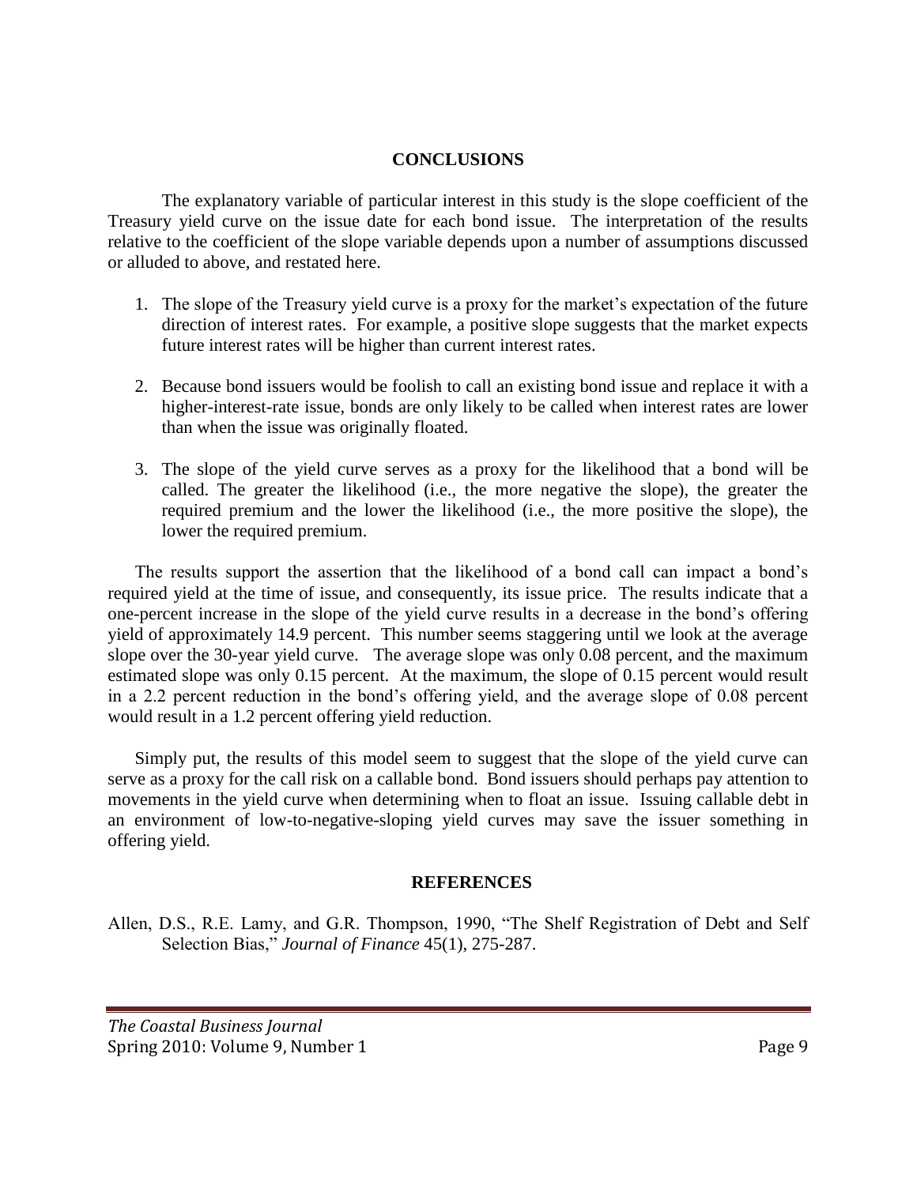## CONCLUSIONS

The explanatory variable of particular interest in this study is the slope coefficient of the Treasury yield curve on the issue date for each bond issue. The interpretation of the results relative to the coefficient of the slope variable depends upon a number of assumptions discussed or alluded to above, and restated here.

1. The slope of the Treasury yield curve is a proxy for the market's expectation of the future direction of interest rates. For example, a positive slope suggests that the market expects future interest rates will be higher than current interest rates.
2. Because bond issuers would be foolish to call an existing bond issue and replace it with a higher-interest-rate issue, bonds are only likely to be called when interest rates are lower than when the issue was originally floated.
3. The slope of the yield curve serves as a proxy for the likelihood that a bond will be called. The greater the likelihood (i.e., the more negative the slope), the greater the required premium and the lower the likelihood (i.e., the more positive the slope), the lower the required premium.

The results support the assertion that the likelihood of a bond call can impact a bond's required yield at the time of issue, and consequently, its issue price. The results indicate that a one-percent increase in the slope of the yield curve results in a decrease in the bond's offering yield of approximately 14.9 percent. This number seems staggering until we look at the average slope over the 30-year yield curve. The average slope was only 0.08 percent, and the maximum estimated slope was only 0.15 percent. At the maximum, the slope of 0.15 percent would result in a 2.2 percent reduction in the bond's offering yield, and the average slope of 0.08 percent would result in a 1.2 percent offering yield reduction.

Simply put, the results of this model seem to suggest that the slope of the yield curve can serve as a proxy for the call risk on a callable bond. Bond issuers should perhaps pay attention to movements in the yield curve when determining when to float an issue. Issuing callable debt in an environment of low-to-negative-sloping yield curves may save the issuer something in offering yield.

## REFERENCES

Allen, D.S., R.E. Lamy, and G.R. Thompson, 1990, "The Shelf Registration of Debt and Self Selection Bias," *Journal of Finance* 45(1), 275-287.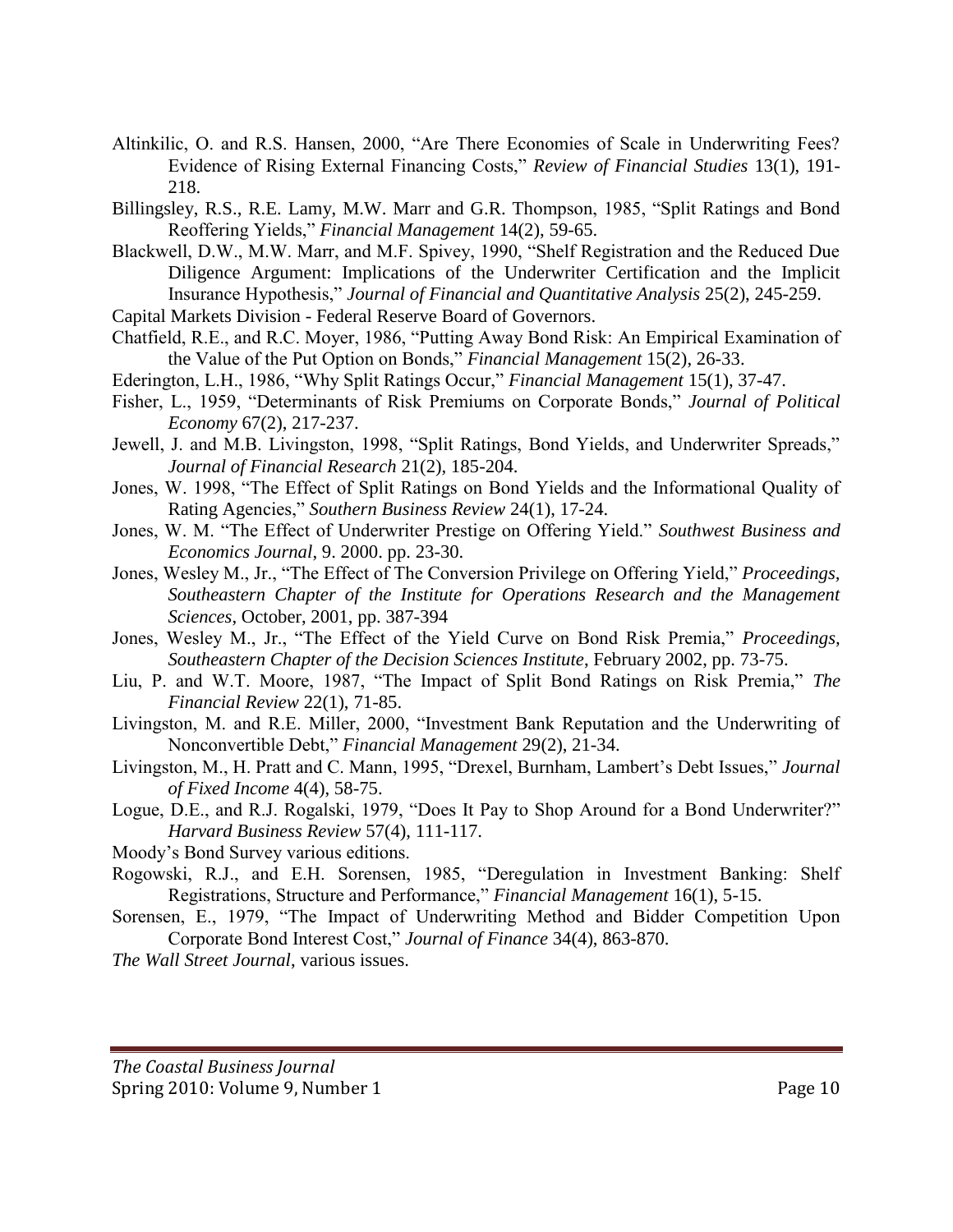Altinkilic, O. and R.S. Hansen, 2000, "Are There Economies of Scale in Underwriting Fees? Evidence of Rising External Financing Costs," *Review of Financial Studies* 13(1), 191-218.

Billingsley, R.S., R.E. Lamy, M.W. Marr and G.R. Thompson, 1985, "Split Ratings and Bond Reoffering Yields," *Financial Management* 14(2), 59-65.

Blackwell, D.W., M.W. Marr, and M.F. Spivey, 1990, "Shelf Registration and the Reduced Due Diligence Argument: Implications of the Underwriter Certification and the Implicit Insurance Hypothesis," *Journal of Financial and Quantitative Analysis* 25(2), 245-259.

Capital Markets Division - Federal Reserve Board of Governors.

Chatfield, R.E., and R.C. Moyer, 1986, "Putting Away Bond Risk: An Empirical Examination of the Value of the Put Option on Bonds," *Financial Management* 15(2), 26-33.

Ederington, L.H., 1986, "Why Split Ratings Occur," *Financial Management* 15(1), 37-47.

Fisher, L., 1959, "Determinants of Risk Premiums on Corporate Bonds," *Journal of Political Economy* 67(2), 217-237.

Jewell, J. and M.B. Livingston, 1998, "Split Ratings, Bond Yields, and Underwriter Spreads," *Journal of Financial Research* 21(2), 185-204.

Jones, W. 1998, "The Effect of Split Ratings on Bond Yields and the Informational Quality of Rating Agencies," *Southern Business Review* 24(1), 17-24.

Jones, W. M. "The Effect of Underwriter Prestige on Offering Yield." *Southwest Business and Economics Journal*, 9. 2000. pp. 23-30.

Jones, Wesley M., Jr., "The Effect of The Conversion Privilege on Offering Yield," *Proceedings, Southeastern Chapter of the Institute for Operations Research and the Management Sciences*, October, 2001, pp. 387-394

Jones, Wesley M., Jr., "The Effect of the Yield Curve on Bond Risk Premia," *Proceedings, Southeastern Chapter of the Decision Sciences Institute*, February 2002, pp. 73-75.

Liu, P. and W.T. Moore, 1987, "The Impact of Split Bond Ratings on Risk Premia," *The Financial Review* 22(1), 71-85.

Livingston, M. and R.E. Miller, 2000, "Investment Bank Reputation and the Underwriting of Nonconvertible Debt," *Financial Management* 29(2), 21-34.

Livingston, M., H. Pratt and C. Mann, 1995, "Drexel, Burnham, Lambert's Debt Issues," *Journal of Fixed Income* 4(4), 58-75.

Logue, D.E., and R.J. Rogalski, 1979, "Does It Pay to Shop Around for a Bond Underwriter?" *Harvard Business Review* 57(4), 111-117.

Moody's Bond Survey various editions.

Rogowski, R.J., and E.H. Sorensen, 1985, "Deregulation in Investment Banking: Shelf Registrations, Structure and Performance," *Financial Management* 16(1), 5-15.

Sorensen, E., 1979, "The Impact of Underwriting Method and Bidder Competition Upon Corporate Bond Interest Cost," *Journal of Finance* 34(4), 863-870.

*The Wall Street Journal*, various issues.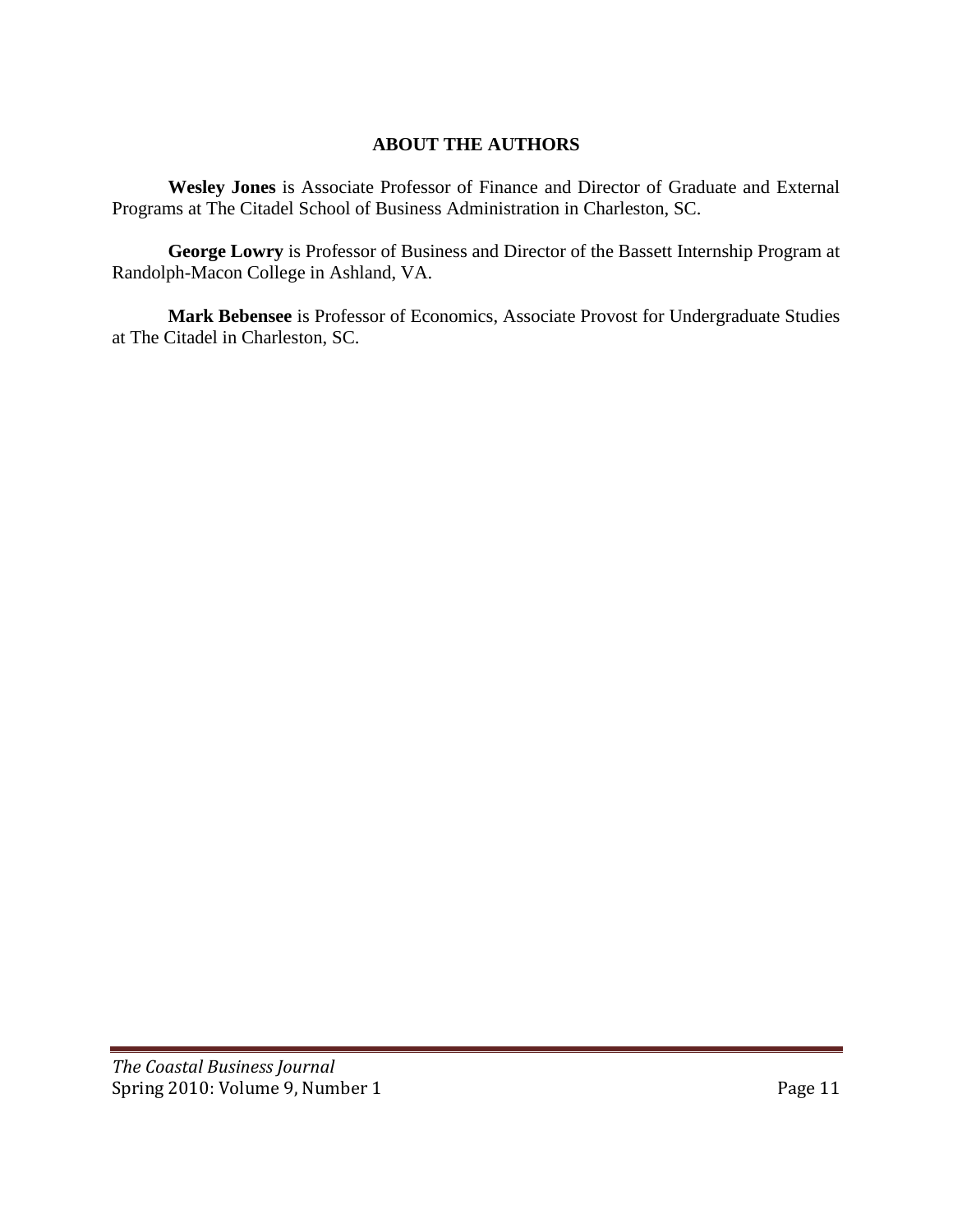## ABOUT THE AUTHORS

**Wesley Jones** is Associate Professor of Finance and Director of Graduate and External Programs at The Citadel School of Business Administration in Charleston, SC.

**George Lowry** is Professor of Business and Director of the Bassett Internship Program at Randolph-Macon College in Ashland, VA.

**Mark Bebensee** is Professor of Economics, Associate Provost for Undergraduate Studies at The Citadel in Charleston, SC.